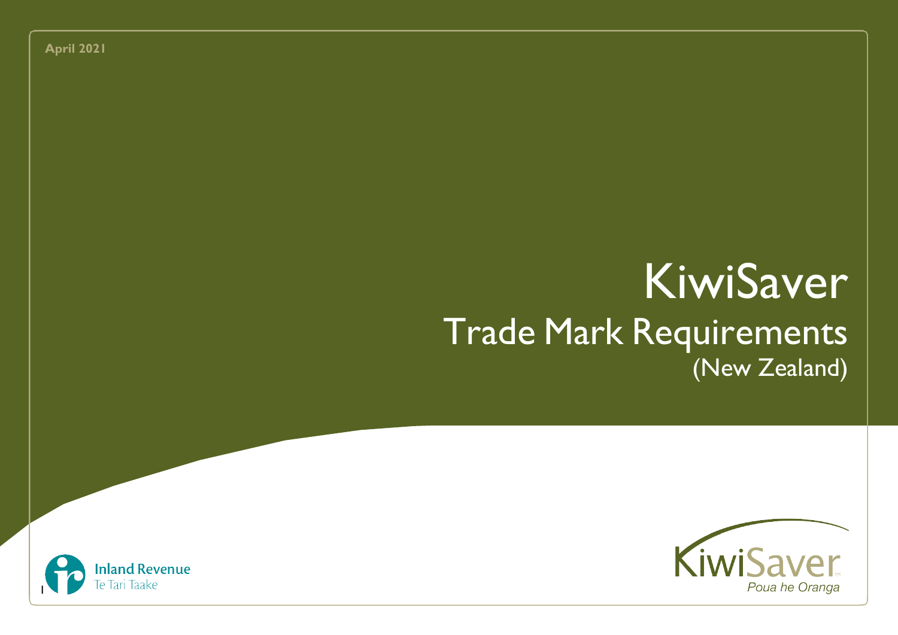April 2021

# KiwiSaver

## Trade Mark Requirements
(New Zealand)

Inland Revenue
Te Tari Taake

KiwiSaver™
*Poua he Oranga*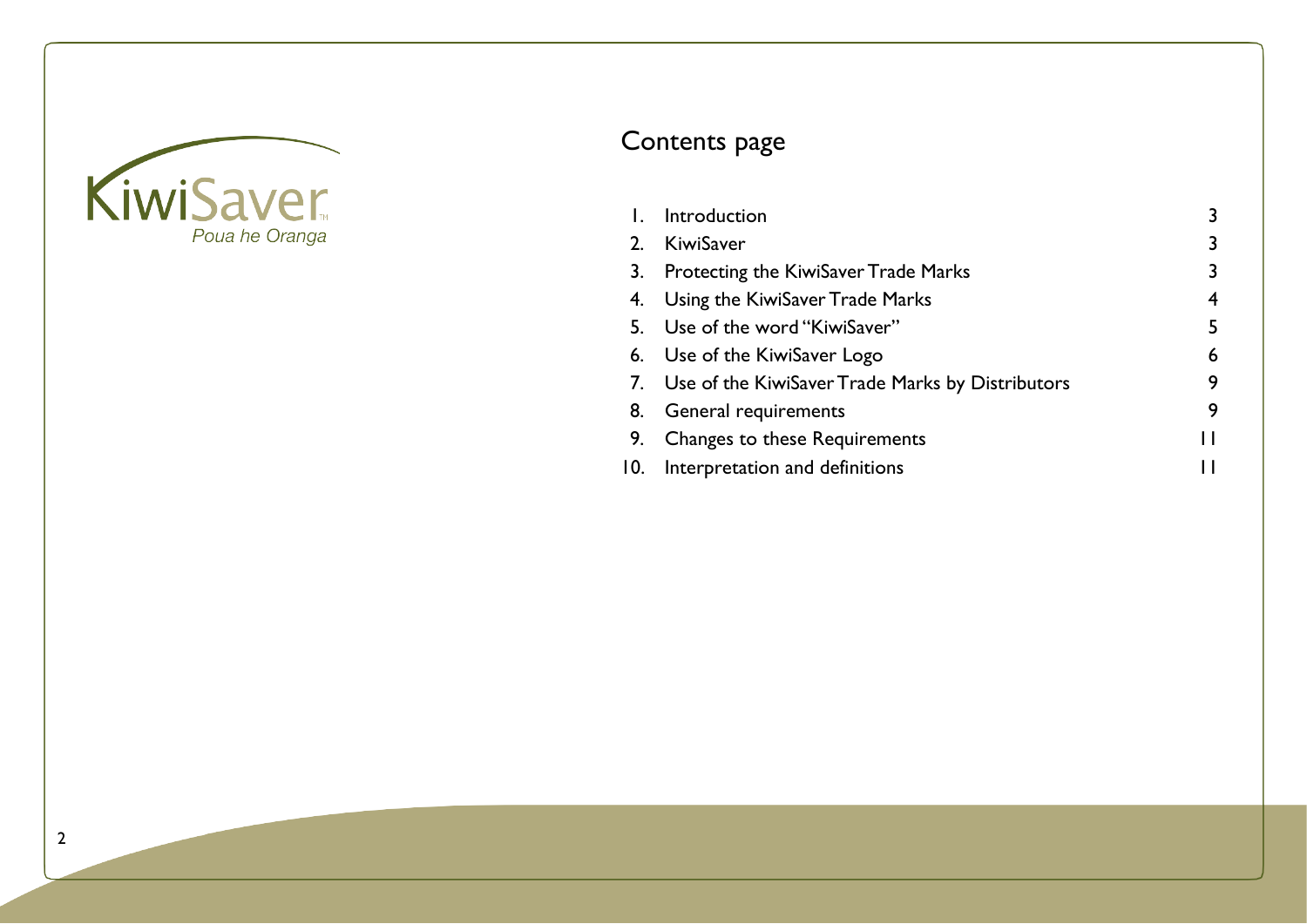KiwiSaver

*Poua he Oranga*

# Contents page

| | | |
|---|---|---|
| 1. | Introduction | 3 |
| 2. | KiwiSaver | 3 |
| 3. | Protecting the KiwiSaver Trade Marks | 3 |
| 4. | Using the KiwiSaver Trade Marks | 4 |
| 5. | Use of the word "KiwiSaver" | 5 |
| 6. | Use of the KiwiSaver Logo | 6 |
| 7. | Use of the KiwiSaver Trade Marks by Distributors | 9 |
| 8. | General requirements | 9 |
| 9. | Changes to these Requirements | 11 |
| 10. | Interpretation and definitions | 11 |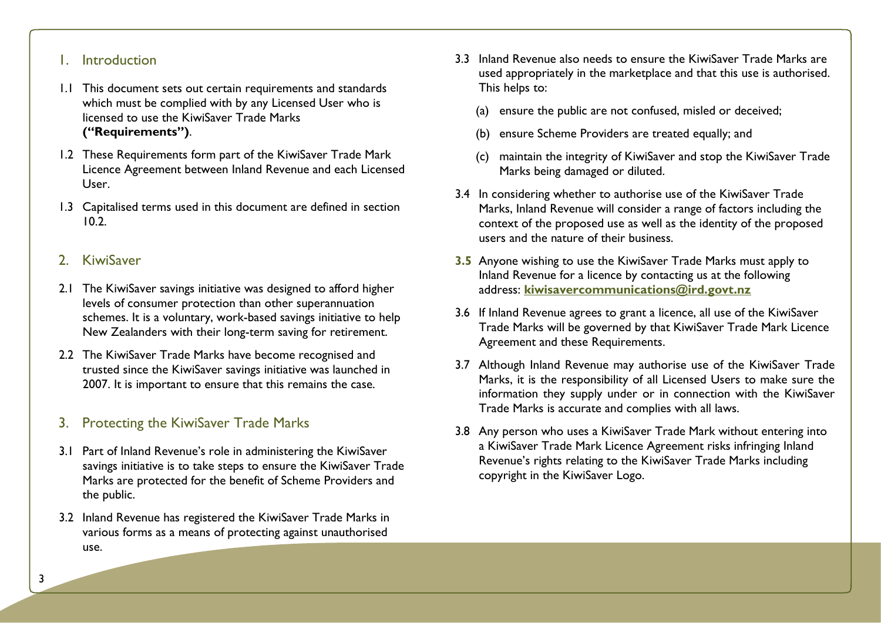## 1. Introduction

1.1 This document sets out certain requirements and standards which must be complied with by any Licensed User who is licensed to use the KiwiSaver Trade Marks **("Requirements")**.

1.2 These Requirements form part of the KiwiSaver Trade Mark Licence Agreement between Inland Revenue and each Licensed User.

1.3 Capitalised terms used in this document are defined in section 10.2.

## 2. KiwiSaver

2.1 The KiwiSaver savings initiative was designed to afford higher levels of consumer protection than other superannuation schemes. It is a voluntary, work-based savings initiative to help New Zealanders with their long-term saving for retirement.

2.2 The KiwiSaver Trade Marks have become recognised and trusted since the KiwiSaver savings initiative was launched in 2007. It is important to ensure that this remains the case.

## 3. Protecting the KiwiSaver Trade Marks

3.1 Part of Inland Revenue's role in administering the KiwiSaver savings initiative is to take steps to ensure the KiwiSaver Trade Marks are protected for the benefit of Scheme Providers and the public.

3.2 Inland Revenue has registered the KiwiSaver Trade Marks in various forms as a means of protecting against unauthorised use.

3.3 Inland Revenue also needs to ensure the KiwiSaver Trade Marks are used appropriately in the marketplace and that this use is authorised. This helps to:

(a) ensure the public are not confused, misled or deceived;

(b) ensure Scheme Providers are treated equally; and

(c) maintain the integrity of KiwiSaver and stop the KiwiSaver Trade Marks being damaged or diluted.

3.4 In considering whether to authorise use of the KiwiSaver Trade Marks, Inland Revenue will consider a range of factors including the context of the proposed use as well as the identity of the proposed users and the nature of their business.

**3.5** Anyone wishing to use the KiwiSaver Trade Marks must apply to Inland Revenue for a licence by contacting us at the following address: **kiwisavercommunications@ird.govt.nz**

3.6 If Inland Revenue agrees to grant a licence, all use of the KiwiSaver Trade Marks will be governed by that KiwiSaver Trade Mark Licence Agreement and these Requirements.

3.7 Although Inland Revenue may authorise use of the KiwiSaver Trade Marks, it is the responsibility of all Licensed Users to make sure the information they supply under or in connection with the KiwiSaver Trade Marks is accurate and complies with all laws.

3.8 Any person who uses a KiwiSaver Trade Mark without entering into a KiwiSaver Trade Mark Licence Agreement risks infringing Inland Revenue's rights relating to the KiwiSaver Trade Marks including copyright in the KiwiSaver Logo.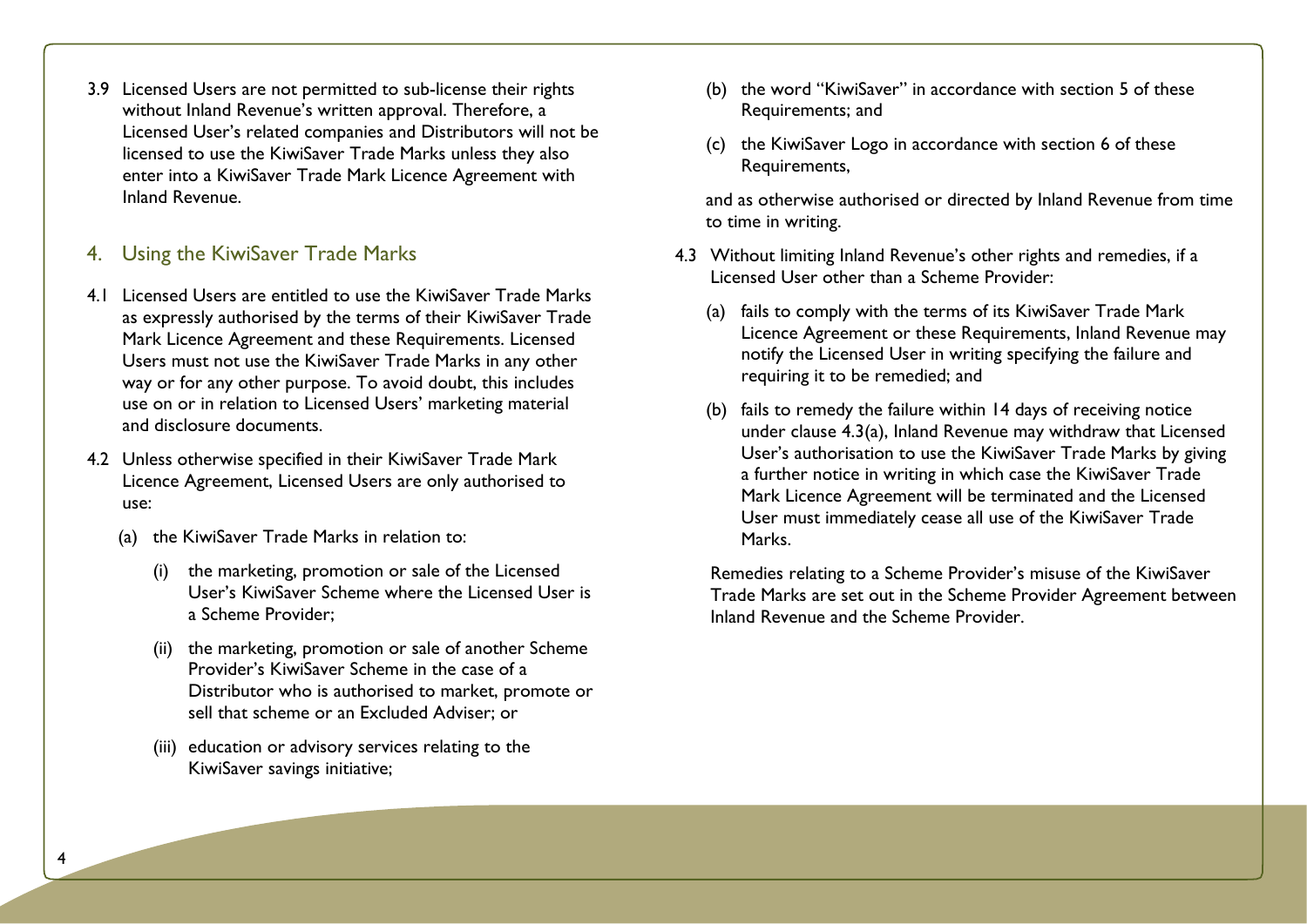3.9 Licensed Users are not permitted to sub-license their rights without Inland Revenue's written approval. Therefore, a Licensed User's related companies and Distributors will not be licensed to use the KiwiSaver Trade Marks unless they also enter into a KiwiSaver Trade Mark Licence Agreement with Inland Revenue.

## 4. Using the KiwiSaver Trade Marks

4.1 Licensed Users are entitled to use the KiwiSaver Trade Marks as expressly authorised by the terms of their KiwiSaver Trade Mark Licence Agreement and these Requirements. Licensed Users must not use the KiwiSaver Trade Marks in any other way or for any other purpose. To avoid doubt, this includes use on or in relation to Licensed Users' marketing material and disclosure documents.

4.2 Unless otherwise specified in their KiwiSaver Trade Mark Licence Agreement, Licensed Users are only authorised to use:

   (a) the KiwiSaver Trade Marks in relation to:

      (i) the marketing, promotion or sale of the Licensed User's KiwiSaver Scheme where the Licensed User is a Scheme Provider;

      (ii) the marketing, promotion or sale of another Scheme Provider's KiwiSaver Scheme in the case of a Distributor who is authorised to market, promote or sell that scheme or an Excluded Adviser; or

      (iii) education or advisory services relating to the KiwiSaver savings initiative;

   (b) the word "KiwiSaver" in accordance with section 5 of these Requirements; and

   (c) the KiwiSaver Logo in accordance with section 6 of these Requirements,

   and as otherwise authorised or directed by Inland Revenue from time to time in writing.

4.3 Without limiting Inland Revenue's other rights and remedies, if a Licensed User other than a Scheme Provider:

   (a) fails to comply with the terms of its KiwiSaver Trade Mark Licence Agreement or these Requirements, Inland Revenue may notify the Licensed User in writing specifying the failure and requiring it to be remedied; and

   (b) fails to remedy the failure within 14 days of receiving notice under clause 4.3(a), Inland Revenue may withdraw that Licensed User's authorisation to use the KiwiSaver Trade Marks by giving a further notice in writing in which case the KiwiSaver Trade Mark Licence Agreement will be terminated and the Licensed User must immediately cease all use of the KiwiSaver Trade Marks.

   Remedies relating to a Scheme Provider's misuse of the KiwiSaver Trade Marks are set out in the Scheme Provider Agreement between Inland Revenue and the Scheme Provider.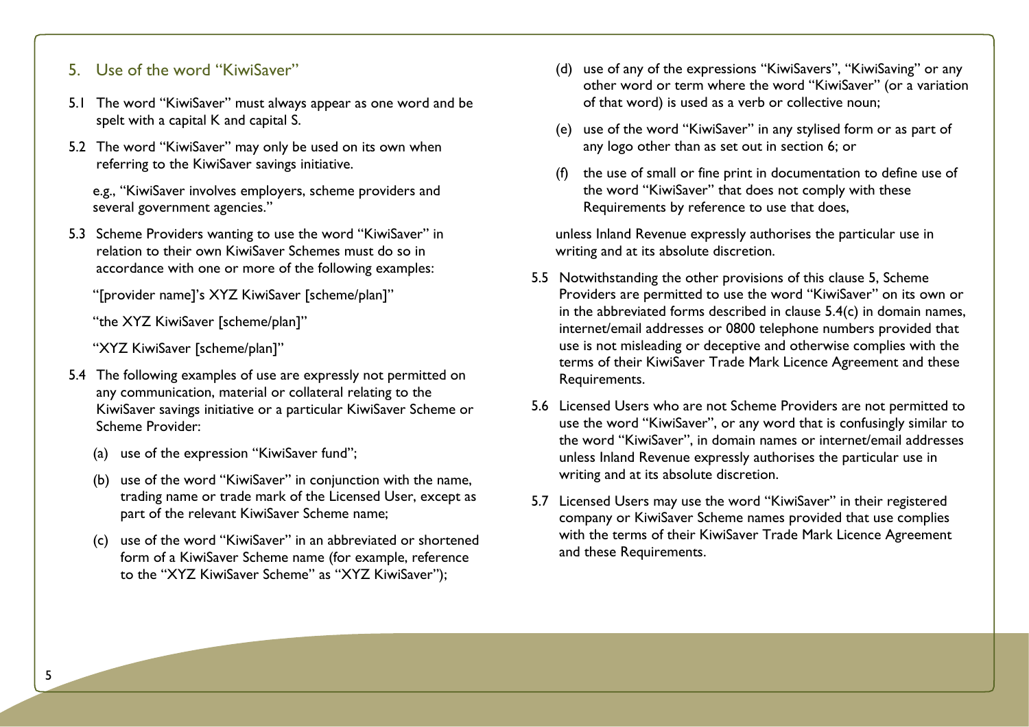## 5. Use of the word "KiwiSaver"

5.1 The word "KiwiSaver" must always appear as one word and be spelt with a capital K and capital S.

5.2 The word "KiwiSaver" may only be used on its own when referring to the KiwiSaver savings initiative.

e.g., "KiwiSaver involves employers, scheme providers and several government agencies."

5.3 Scheme Providers wanting to use the word "KiwiSaver" in relation to their own KiwiSaver Schemes must do so in accordance with one or more of the following examples:

"[provider name]'s XYZ KiwiSaver [scheme/plan]"

"the XYZ KiwiSaver [scheme/plan]"

"XYZ KiwiSaver [scheme/plan]"

5.4 The following examples of use are expressly not permitted on any communication, material or collateral relating to the KiwiSaver savings initiative or a particular KiwiSaver Scheme or Scheme Provider:

(a) use of the expression "KiwiSaver fund";

(b) use of the word "KiwiSaver" in conjunction with the name, trading name or trade mark of the Licensed User, except as part of the relevant KiwiSaver Scheme name;

(c) use of the word "KiwiSaver" in an abbreviated or shortened form of a KiwiSaver Scheme name (for example, reference to the "XYZ KiwiSaver Scheme" as "XYZ KiwiSaver");

(d) use of any of the expressions "KiwiSavers", "KiwiSaving" or any other word or term where the word "KiwiSaver" (or a variation of that word) is used as a verb or collective noun;

(e) use of the word "KiwiSaver" in any stylised form or as part of any logo other than as set out in section 6; or

(f) the use of small or fine print in documentation to define use of the word "KiwiSaver" that does not comply with these Requirements by reference to use that does,

unless Inland Revenue expressly authorises the particular use in writing and at its absolute discretion.

5.5 Notwithstanding the other provisions of this clause 5, Scheme Providers are permitted to use the word "KiwiSaver" on its own or in the abbreviated forms described in clause 5.4(c) in domain names, internet/email addresses or 0800 telephone numbers provided that use is not misleading or deceptive and otherwise complies with the terms of their KiwiSaver Trade Mark Licence Agreement and these Requirements.

5.6 Licensed Users who are not Scheme Providers are not permitted to use the word "KiwiSaver", or any word that is confusingly similar to the word "KiwiSaver", in domain names or internet/email addresses unless Inland Revenue expressly authorises the particular use in writing and at its absolute discretion.

5.7 Licensed Users may use the word "KiwiSaver" in their registered company or KiwiSaver Scheme names provided that use complies with the terms of their KiwiSaver Trade Mark Licence Agreement and these Requirements.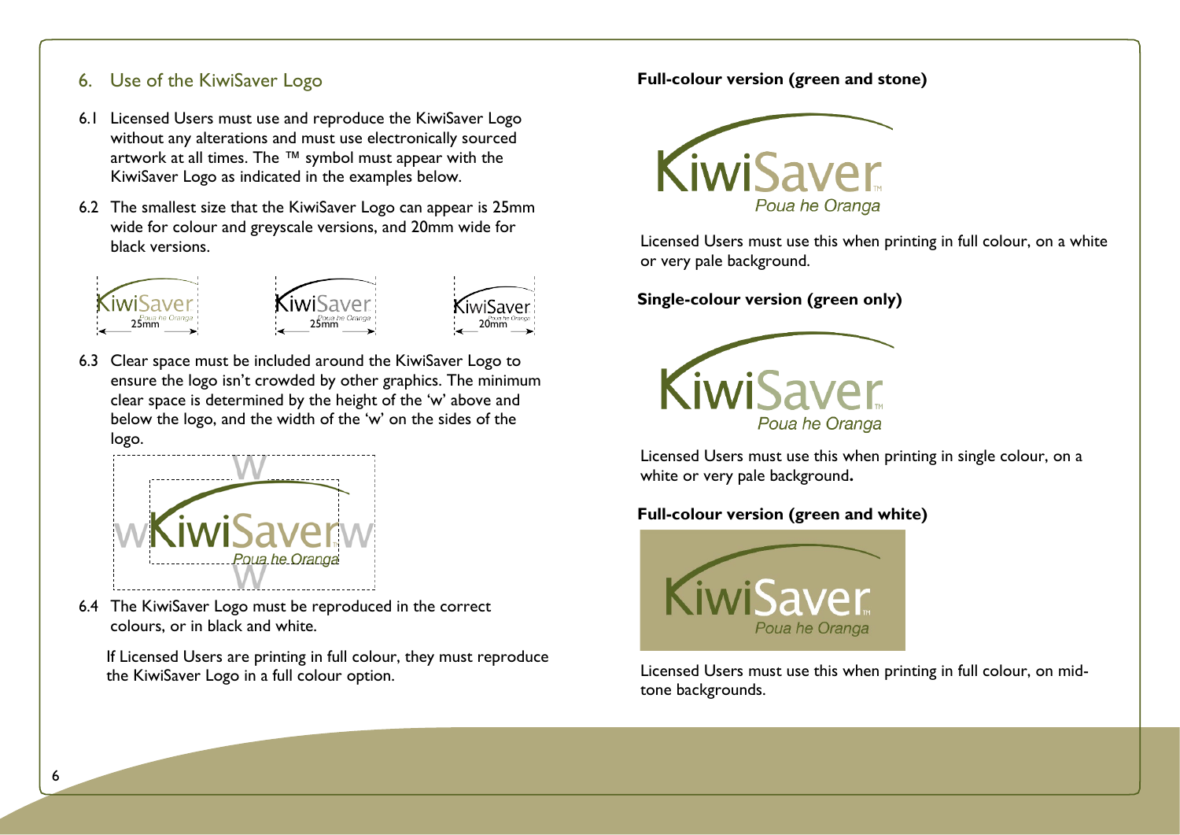## 6. Use of the KiwiSaver Logo

6.1 Licensed Users must use and reproduce the KiwiSaver Logo without any alterations and must use electronically sourced artwork at all times. The ™ symbol must appear with the KiwiSaver Logo as indicated in the examples below.

6.2 The smallest size that the KiwiSaver Logo can appear is 25mm wide for colour and greyscale versions, and 20mm wide for black versions.

6.3 Clear space must be included around the KiwiSaver Logo to ensure the logo isn't crowded by other graphics. The minimum clear space is determined by the height of the 'w' above and below the logo, and the width of the 'w' on the sides of the logo.

6.4 The KiwiSaver Logo must be reproduced in the correct colours, or in black and white.

If Licensed Users are printing in full colour, they must reproduce the KiwiSaver Logo in a full colour option.

**Full-colour version (green and stone)**

Licensed Users must use this when printing in full colour, on a white or very pale background.

**Single-colour version (green only)**

Licensed Users must use this when printing in single colour, on a white or very pale background**.**

**Full-colour version (green and white)**

Licensed Users must use this when printing in full colour, on mid-tone backgrounds.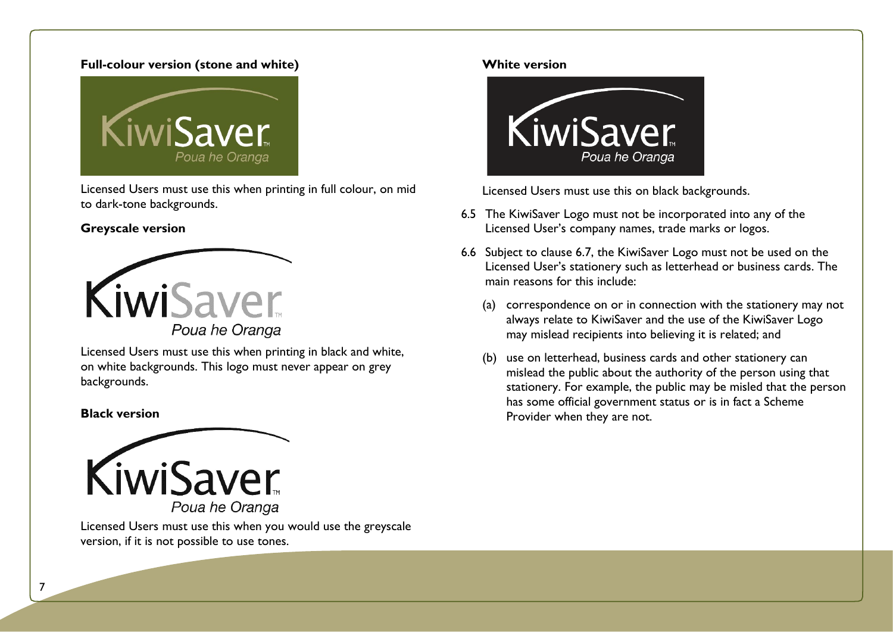**Full-colour version (stone and white)**

Licensed Users must use this when printing in full colour, on mid to dark-tone backgrounds.

**Greyscale version**

Licensed Users must use this when printing in black and white, on white backgrounds. This logo must never appear on grey backgrounds.

**Black version**

Licensed Users must use this when you would use the greyscale version, if it is not possible to use tones.

**White version**

Licensed Users must use this on black backgrounds.

6.5 The KiwiSaver Logo must not be incorporated into any of the Licensed User's company names, trade marks or logos.

6.6 Subject to clause 6.7, the KiwiSaver Logo must not be used on the Licensed User's stationery such as letterhead or business cards. The main reasons for this include:

   (a) correspondence on or in connection with the stationery may not always relate to KiwiSaver and the use of the KiwiSaver Logo may mislead recipients into believing it is related; and

   (b) use on letterhead, business cards and other stationery can mislead the public about the authority of the person using that stationery. For example, the public may be misled that the person has some official government status or is in fact a Scheme Provider when they are not.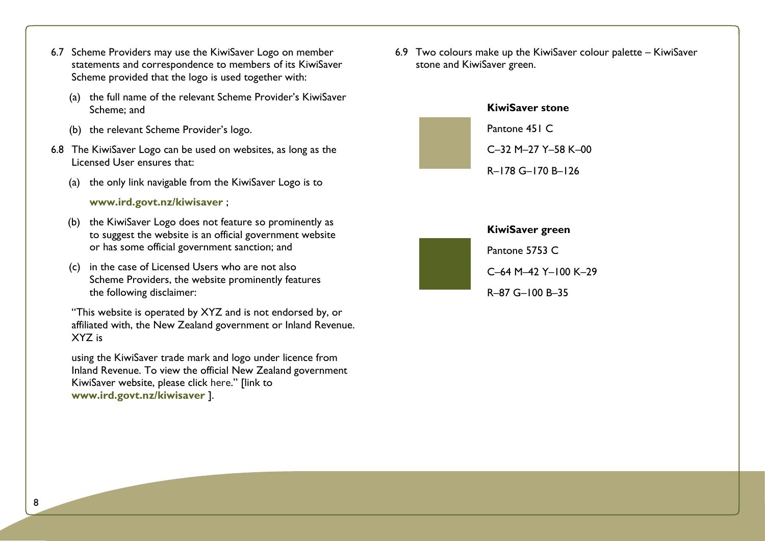6.7 Scheme Providers may use the KiwiSaver Logo on member statements and correspondence to members of its KiwiSaver Scheme provided that the logo is used together with:

(a) the full name of the relevant Scheme Provider's KiwiSaver Scheme; and

(b) the relevant Scheme Provider's logo.

6.8 The KiwiSaver Logo can be used on websites, as long as the Licensed User ensures that:

(a) the only link navigable from the KiwiSaver Logo is to **www.ird.govt.nz/kiwisaver** ;

(b) the KiwiSaver Logo does not feature so prominently as to suggest the website is an official government website or has some official government sanction; and

(c) in the case of Licensed Users who are not also Scheme Providers, the website prominently features the following disclaimer:

"This website is operated by XYZ and is not endorsed by, or affiliated with, the New Zealand government or Inland Revenue. XYZ is

using the KiwiSaver trade mark and logo under licence from Inland Revenue. To view the official New Zealand government KiwiSaver website, please click here." [link to **www.ird.govt.nz/kiwisaver** ].

6.9 Two colours make up the KiwiSaver colour palette – KiwiSaver stone and KiwiSaver green.

**KiwiSaver stone**

Pantone 451 C

C–32 M–27 Y–58 K–00

R–178 G–170 B–126

**KiwiSaver green**

Pantone 5753 C

C–64 M–42 Y–100 K–29

R–87 G–100 B–35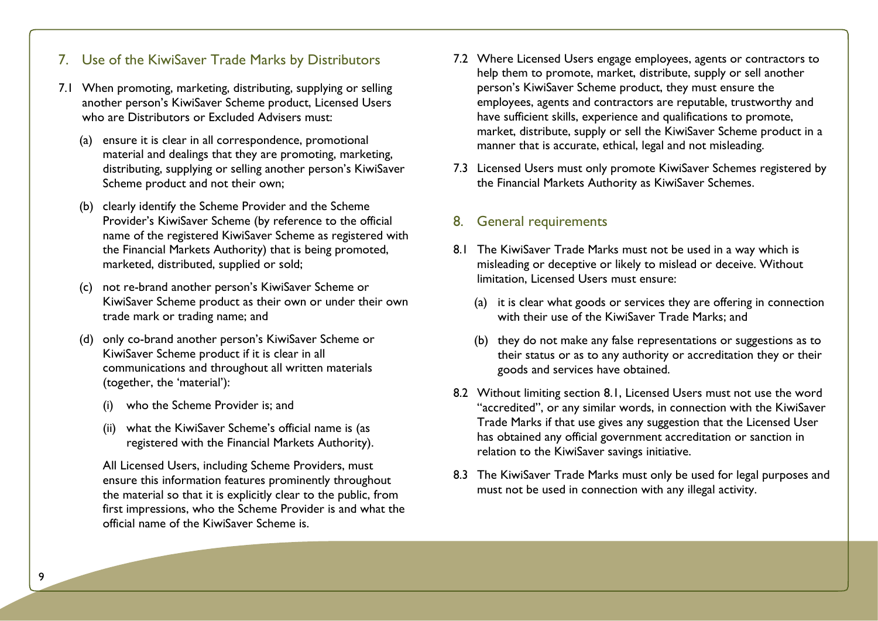## 7. Use of the KiwiSaver Trade Marks by Distributors

7.1 When promoting, marketing, distributing, supplying or selling another person's KiwiSaver Scheme product, Licensed Users who are Distributors or Excluded Advisers must:

(a) ensure it is clear in all correspondence, promotional material and dealings that they are promoting, marketing, distributing, supplying or selling another person's KiwiSaver Scheme product and not their own;

(b) clearly identify the Scheme Provider and the Scheme Provider's KiwiSaver Scheme (by reference to the official name of the registered KiwiSaver Scheme as registered with the Financial Markets Authority) that is being promoted, marketed, distributed, supplied or sold;

(c) not re-brand another person's KiwiSaver Scheme or KiwiSaver Scheme product as their own or under their own trade mark or trading name; and

(d) only co-brand another person's KiwiSaver Scheme or KiwiSaver Scheme product if it is clear in all communications and throughout all written materials (together, the 'material'):

(i) who the Scheme Provider is; and

(ii) what the KiwiSaver Scheme's official name is (as registered with the Financial Markets Authority).

All Licensed Users, including Scheme Providers, must ensure this information features prominently throughout the material so that it is explicitly clear to the public, from first impressions, who the Scheme Provider is and what the official name of the KiwiSaver Scheme is.

7.2 Where Licensed Users engage employees, agents or contractors to help them to promote, market, distribute, supply or sell another person's KiwiSaver Scheme product, they must ensure the employees, agents and contractors are reputable, trustworthy and have sufficient skills, experience and qualifications to promote, market, distribute, supply or sell the KiwiSaver Scheme product in a manner that is accurate, ethical, legal and not misleading.

7.3 Licensed Users must only promote KiwiSaver Schemes registered by the Financial Markets Authority as KiwiSaver Schemes.

## 8. General requirements

8.1 The KiwiSaver Trade Marks must not be used in a way which is misleading or deceptive or likely to mislead or deceive. Without limitation, Licensed Users must ensure:

(a) it is clear what goods or services they are offering in connection with their use of the KiwiSaver Trade Marks; and

(b) they do not make any false representations or suggestions as to their status or as to any authority or accreditation they or their goods and services have obtained.

8.2 Without limiting section 8.1, Licensed Users must not use the word "accredited", or any similar words, in connection with the KiwiSaver Trade Marks if that use gives any suggestion that the Licensed User has obtained any official government accreditation or sanction in relation to the KiwiSaver savings initiative.

8.3 The KiwiSaver Trade Marks must only be used for legal purposes and must not be used in connection with any illegal activity.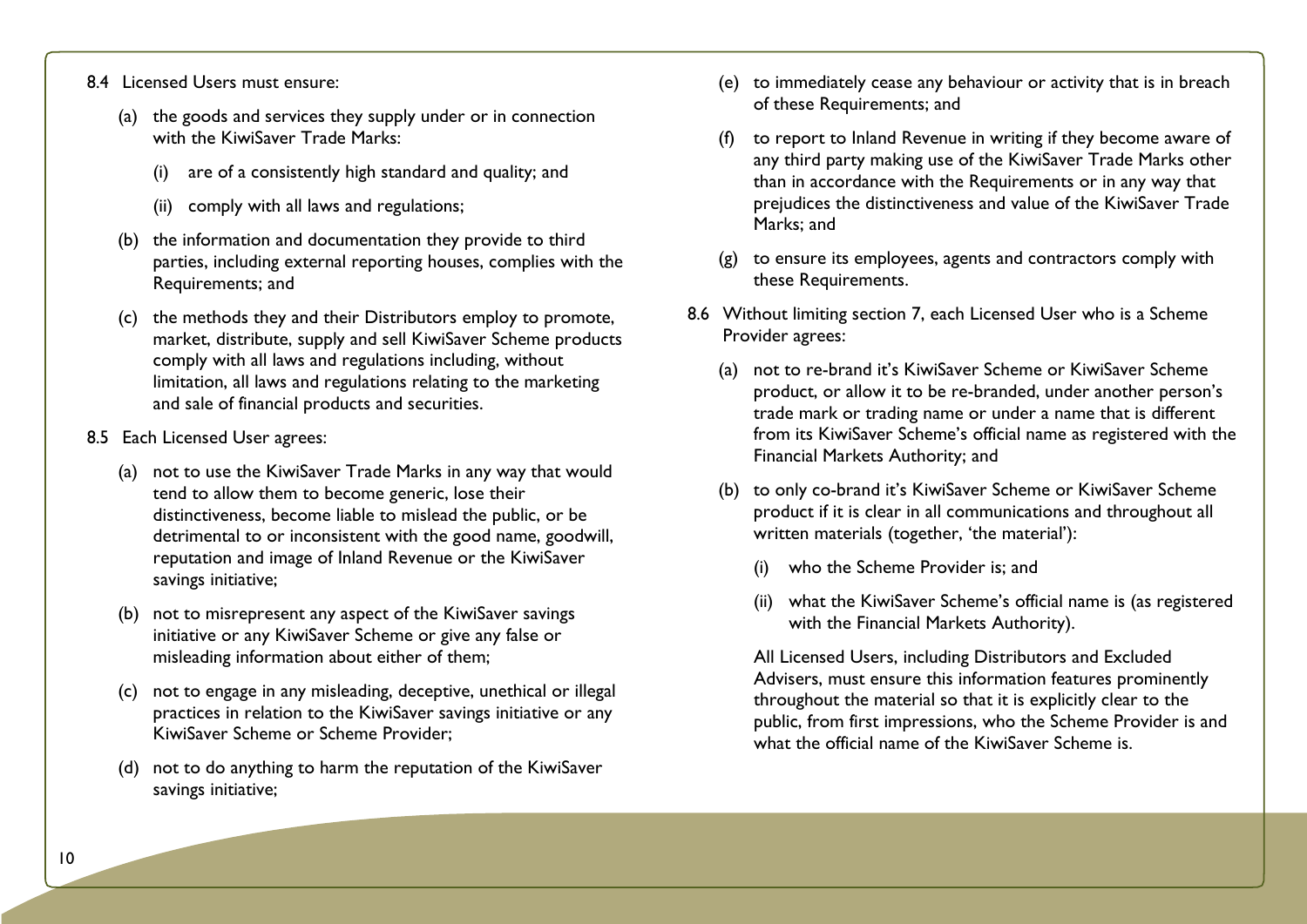8.4 Licensed Users must ensure:

(a) the goods and services they supply under or in connection with the KiwiSaver Trade Marks:

(i) are of a consistently high standard and quality; and

(ii) comply with all laws and regulations;

(b) the information and documentation they provide to third parties, including external reporting houses, complies with the Requirements; and

(c) the methods they and their Distributors employ to promote, market, distribute, supply and sell KiwiSaver Scheme products comply with all laws and regulations including, without limitation, all laws and regulations relating to the marketing and sale of financial products and securities.

8.5 Each Licensed User agrees:

(a) not to use the KiwiSaver Trade Marks in any way that would tend to allow them to become generic, lose their distinctiveness, become liable to mislead the public, or be detrimental to or inconsistent with the good name, goodwill, reputation and image of Inland Revenue or the KiwiSaver savings initiative;

(b) not to misrepresent any aspect of the KiwiSaver savings initiative or any KiwiSaver Scheme or give any false or misleading information about either of them;

(c) not to engage in any misleading, deceptive, unethical or illegal practices in relation to the KiwiSaver savings initiative or any KiwiSaver Scheme or Scheme Provider;

(d) not to do anything to harm the reputation of the KiwiSaver savings initiative;

(e) to immediately cease any behaviour or activity that is in breach of these Requirements; and

(f) to report to Inland Revenue in writing if they become aware of any third party making use of the KiwiSaver Trade Marks other than in accordance with the Requirements or in any way that prejudices the distinctiveness and value of the KiwiSaver Trade Marks; and

(g) to ensure its employees, agents and contractors comply with these Requirements.

8.6 Without limiting section 7, each Licensed User who is a Scheme Provider agrees:

(a) not to re-brand it's KiwiSaver Scheme or KiwiSaver Scheme product, or allow it to be re-branded, under another person's trade mark or trading name or under a name that is different from its KiwiSaver Scheme's official name as registered with the Financial Markets Authority; and

(b) to only co-brand it's KiwiSaver Scheme or KiwiSaver Scheme product if it is clear in all communications and throughout all written materials (together, 'the material'):

(i) who the Scheme Provider is; and

(ii) what the KiwiSaver Scheme's official name is (as registered with the Financial Markets Authority).

All Licensed Users, including Distributors and Excluded Advisers, must ensure this information features prominently throughout the material so that it is explicitly clear to the public, from first impressions, who the Scheme Provider is and what the official name of the KiwiSaver Scheme is.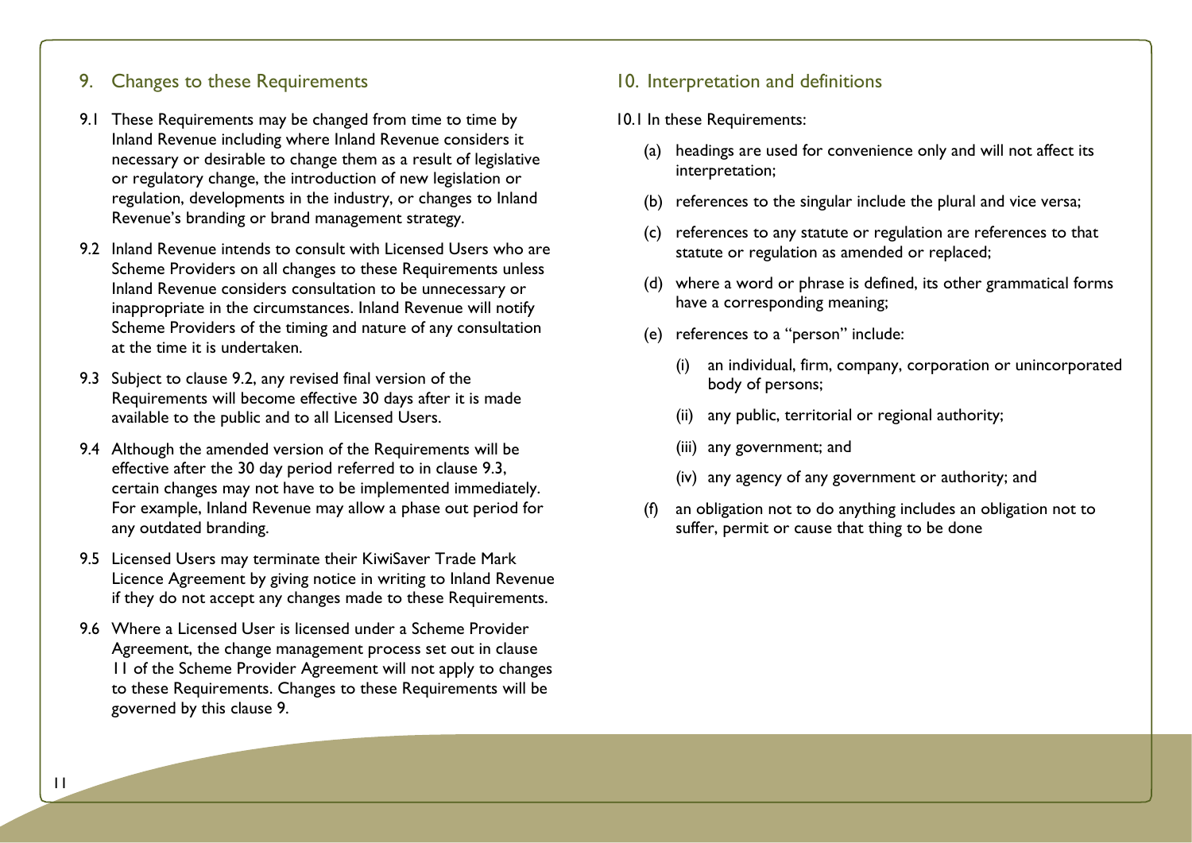## 9. Changes to these Requirements

9.1 These Requirements may be changed from time to time by Inland Revenue including where Inland Revenue considers it necessary or desirable to change them as a result of legislative or regulatory change, the introduction of new legislation or regulation, developments in the industry, or changes to Inland Revenue's branding or brand management strategy.

9.2 Inland Revenue intends to consult with Licensed Users who are Scheme Providers on all changes to these Requirements unless Inland Revenue considers consultation to be unnecessary or inappropriate in the circumstances. Inland Revenue will notify Scheme Providers of the timing and nature of any consultation at the time it is undertaken.

9.3 Subject to clause 9.2, any revised final version of the Requirements will become effective 30 days after it is made available to the public and to all Licensed Users.

9.4 Although the amended version of the Requirements will be effective after the 30 day period referred to in clause 9.3, certain changes may not have to be implemented immediately. For example, Inland Revenue may allow a phase out period for any outdated branding.

9.5 Licensed Users may terminate their KiwiSaver Trade Mark Licence Agreement by giving notice in writing to Inland Revenue if they do not accept any changes made to these Requirements.

9.6 Where a Licensed User is licensed under a Scheme Provider Agreement, the change management process set out in clause 11 of the Scheme Provider Agreement will not apply to changes to these Requirements. Changes to these Requirements will be governed by this clause 9.

## 10. Interpretation and definitions

10.1 In these Requirements:

(a) headings are used for convenience only and will not affect its interpretation;

(b) references to the singular include the plural and vice versa;

(c) references to any statute or regulation are references to that statute or regulation as amended or replaced;

(d) where a word or phrase is defined, its other grammatical forms have a corresponding meaning;

(e) references to a "person" include:

  (i) an individual, firm, company, corporation or unincorporated body of persons;

  (ii) any public, territorial or regional authority;

  (iii) any government; and

  (iv) any agency of any government or authority; and

(f) an obligation not to do anything includes an obligation not to suffer, permit or cause that thing to be done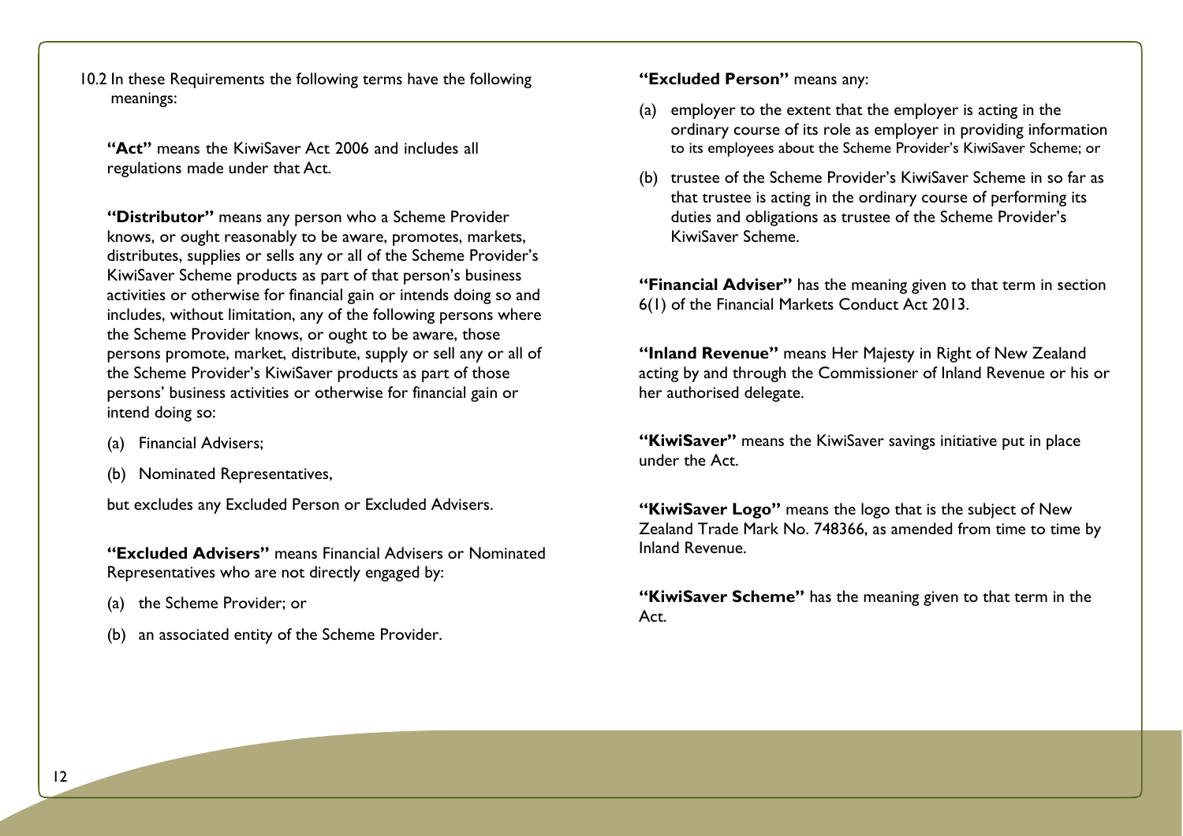10.2 In these Requirements the following terms have the following meanings:

**"Act"** means the KiwiSaver Act 2006 and includes all regulations made under that Act.

**"Distributor"** means any person who a Scheme Provider knows, or ought reasonably to be aware, promotes, markets, distributes, supplies or sells any or all of the Scheme Provider's KiwiSaver Scheme products as part of that person's business activities or otherwise for financial gain or intends doing so and includes, without limitation, any of the following persons where the Scheme Provider knows, or ought to be aware, those persons promote, market, distribute, supply or sell any or all of the Scheme Provider's KiwiSaver products as part of those persons' business activities or otherwise for financial gain or intend doing so:

(a) Financial Advisers;

(b) Nominated Representatives,

but excludes any Excluded Person or Excluded Advisers.

**"Excluded Advisers"** means Financial Advisers or Nominated Representatives who are not directly engaged by:

(a) the Scheme Provider; or

(b) an associated entity of the Scheme Provider.

**"Excluded Person"** means any:

(a) employer to the extent that the employer is acting in the ordinary course of its role as employer in providing information to its employees about the Scheme Provider's KiwiSaver Scheme; or

(b) trustee of the Scheme Provider's KiwiSaver Scheme in so far as that trustee is acting in the ordinary course of performing its duties and obligations as trustee of the Scheme Provider's KiwiSaver Scheme.

**"Financial Adviser"** has the meaning given to that term in section 6(1) of the Financial Markets Conduct Act 2013.

**"Inland Revenue"** means Her Majesty in Right of New Zealand acting by and through the Commissioner of Inland Revenue or his or her authorised delegate.

**"KiwiSaver"** means the KiwiSaver savings initiative put in place under the Act.

**"KiwiSaver Logo"** means the logo that is the subject of New Zealand Trade Mark No. 748366, as amended from time to time by Inland Revenue.

**"KiwiSaver Scheme"** has the meaning given to that term in the Act.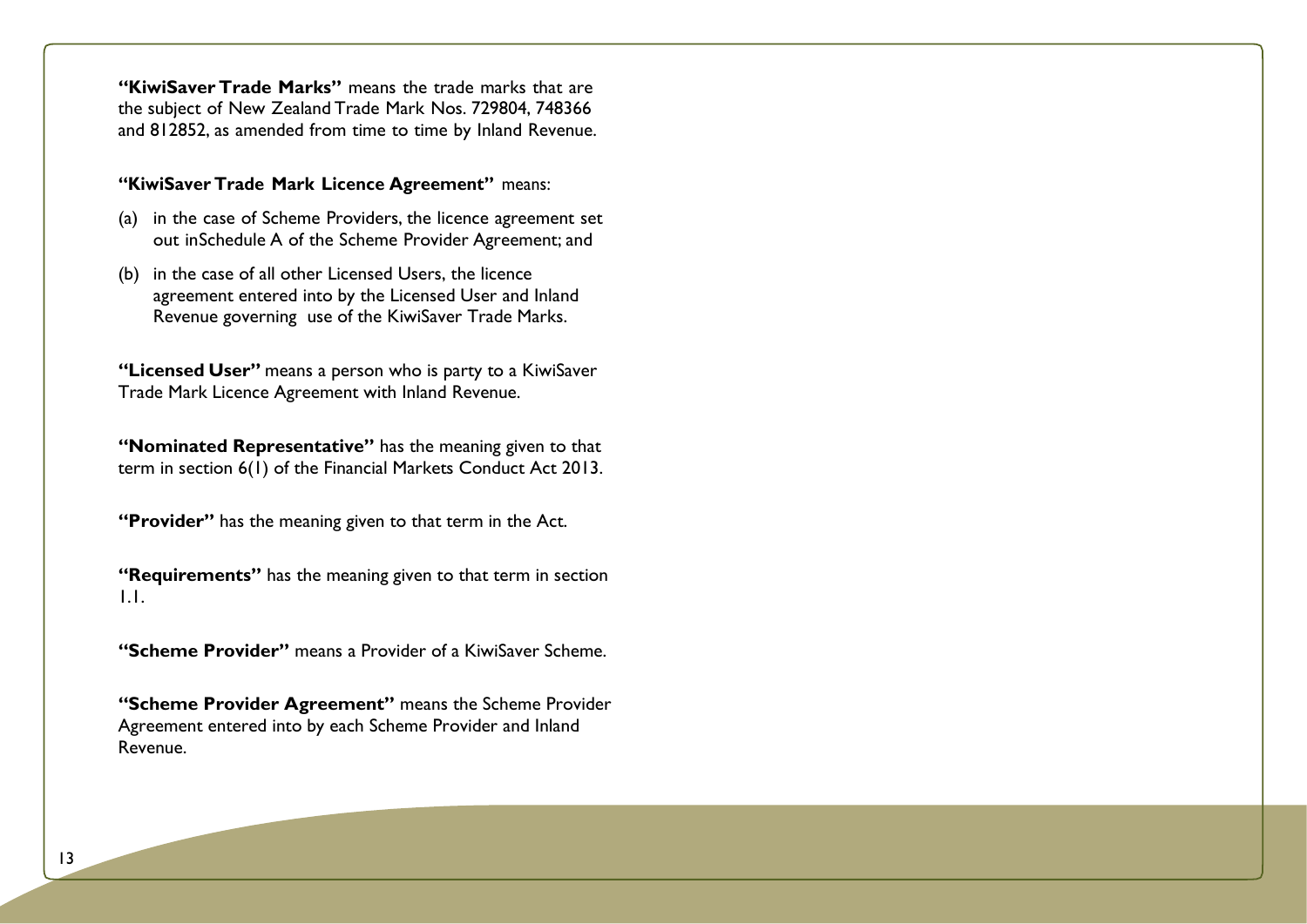**"KiwiSaver Trade Marks"** means the trade marks that are the subject of New Zealand Trade Mark Nos. 729804, 748366 and 812852, as amended from time to time by Inland Revenue.

**"KiwiSaver Trade Mark Licence Agreement"** means:

(a) in the case of Scheme Providers, the licence agreement set out inSchedule A of the Scheme Provider Agreement; and

(b) in the case of all other Licensed Users, the licence agreement entered into by the Licensed User and Inland Revenue governing use of the KiwiSaver Trade Marks.

**"Licensed User"** means a person who is party to a KiwiSaver Trade Mark Licence Agreement with Inland Revenue.

**"Nominated Representative"** has the meaning given to that term in section 6(1) of the Financial Markets Conduct Act 2013.

**"Provider"** has the meaning given to that term in the Act.

**"Requirements"** has the meaning given to that term in section 1.1.

**"Scheme Provider"** means a Provider of a KiwiSaver Scheme.

**"Scheme Provider Agreement"** means the Scheme Provider Agreement entered into by each Scheme Provider and Inland Revenue.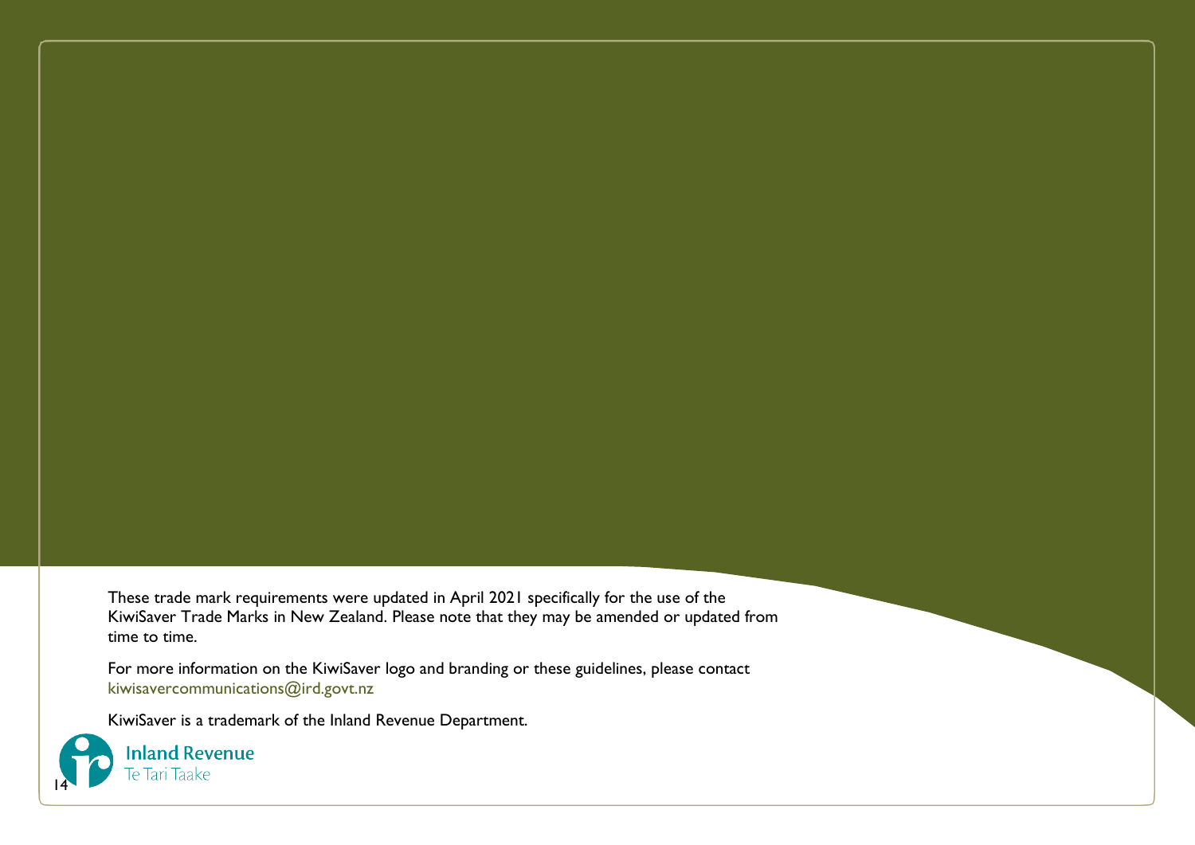These trade mark requirements were updated in April 2021 specifically for the use of the KiwiSaver Trade Marks in New Zealand. Please note that they may be amended or updated from time to time.

For more information on the KiwiSaver logo and branding or these guidelines, please contact kiwisavercommunications@ird.govt.nz

KiwiSaver is a trademark of the Inland Revenue Department.

Inland Revenue
Te Tari Taake